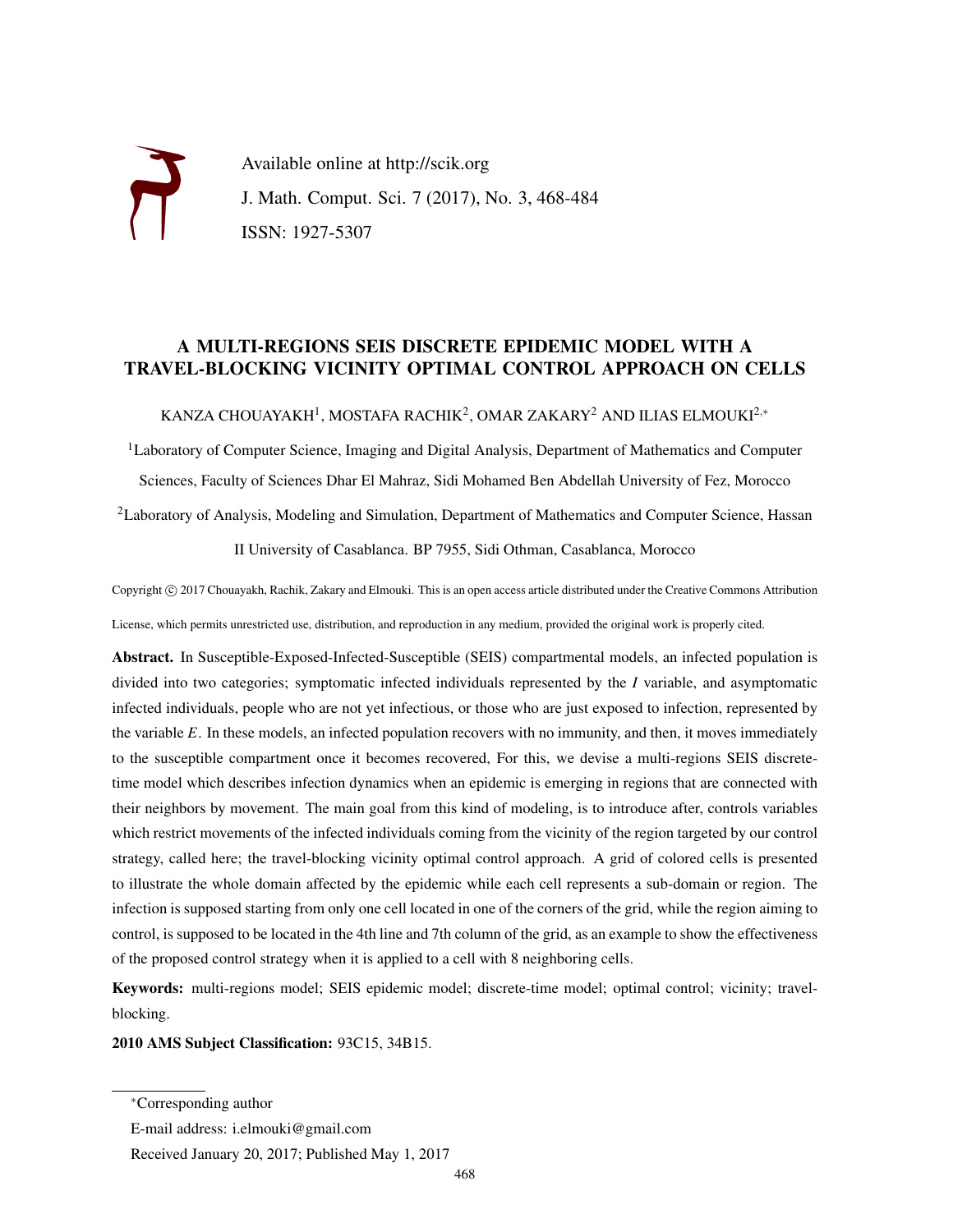# A MULTI-REGIONS SEIS DISCRETE EPIDEMIC MODEL WITH A TRAVEL-BLOCKING VICINITY OPTIMAL CONTROL APPROACH ON CELLS

KANZA CHOUAYAKH[1], MOSTAFA RACHIK[2], OMAR ZAKARY[2] AND ILIAS ELMOUKI[2,*]

[1]Laboratory of Computer Science, Imaging and Digital Analysis, Department of Mathematics and Computer Sciences, Faculty of Sciences Dhar El Mahraz, Sidi Mohamed Ben Abdellah University of Fez, Morocco

[2]Laboratory of Analysis, Modeling and Simulation, Department of Mathematics and Computer Science, Hassan II University of Casablanca. BP 7955, Sidi Othman, Casablanca, Morocco

Copyright © 2017 Chouayakh, Rachik, Zakary and Elmouki. This is an open access article distributed under the Creative Commons Attribution License, which permits unrestricted use, distribution, and reproduction in any medium, provided the original work is properly cited.

**Abstract.** In Susceptible-Exposed-Infected-Susceptible (SEIS) compartmental models, an infected population is divided into two categories; symptomatic infected individuals represented by the $I$ variable, and asymptomatic infected individuals, people who are not yet infectious, or those who are just exposed to infection, represented by the variable $E$. In these models, an infected population recovers with no immunity, and then, it moves immediately to the susceptible compartment once it becomes recovered, For this, we devise a multi-regions SEIS discrete-time model which describes infection dynamics when an epidemic is emerging in regions that are connected with their neighbors by movement. The main goal from this kind of modeling, is to introduce after, controls variables which restrict movements of the infected individuals coming from the vicinity of the region targeted by our control strategy, called here; the travel-blocking vicinity optimal control approach. A grid of colored cells is presented to illustrate the whole domain affected by the epidemic while each cell represents a sub-domain or region. The infection is supposed starting from only one cell located in one of the corners of the grid, while the region aiming to control, is supposed to be located in the 4th line and 7th column of the grid, as an example to show the effectiveness of the proposed control strategy when it is applied to a cell with 8 neighboring cells.

**Keywords:** multi-regions model; SEIS epidemic model; discrete-time model; optimal control; vicinity; travel-blocking.

**2010 AMS Subject Classification:** 93C15, 34B15.

*Corresponding author

E-mail address: i.elmouki@gmail.com

Received January 20, 2017; Published May 1, 2017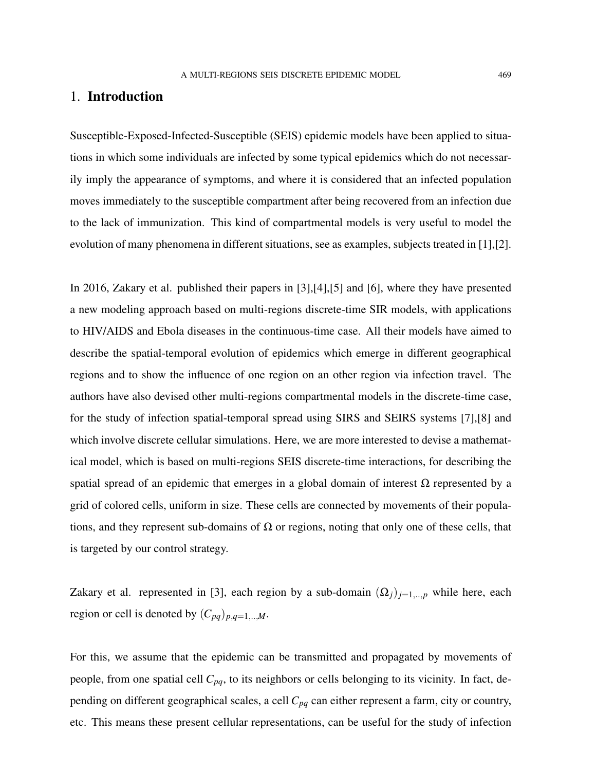## 1. Introduction

Susceptible-Exposed-Infected-Susceptible (SEIS) epidemic models have been applied to situations in which some individuals are infected by some typical epidemics which do not necessarily imply the appearance of symptoms, and where it is considered that an infected population moves immediately to the susceptible compartment after being recovered from an infection due to the lack of immunization. This kind of compartmental models is very useful to model the evolution of many phenomena in different situations, see as examples, subjects treated in [1],[2].

In 2016, Zakary et al. published their papers in [3],[4],[5] and [6], where they have presented a new modeling approach based on multi-regions discrete-time SIR models, with applications to HIV/AIDS and Ebola diseases in the continuous-time case. All their models have aimed to describe the spatial-temporal evolution of epidemics which emerge in different geographical regions and to show the influence of one region on an other region via infection travel. The authors have also devised other multi-regions compartmental models in the discrete-time case, for the study of infection spatial-temporal spread using SIRS and SEIRS systems [7],[8] and which involve discrete cellular simulations. Here, we are more interested to devise a mathematical model, which is based on multi-regions SEIS discrete-time interactions, for describing the spatial spread of an epidemic that emerges in a global domain of interest $\Omega$ represented by a grid of colored cells, uniform in size. These cells are connected by movements of their populations, and they represent sub-domains of $\Omega$ or regions, noting that only one of these cells, that is targeted by our control strategy.

Zakary et al. represented in [3], each region by a sub-domain $(\Omega_j)_{j=1,..,p}$ while here, each region or cell is denoted by $(C_{pq})_{p,q=1,..,M}$.

For this, we assume that the epidemic can be transmitted and propagated by movements of people, from one spatial cell $C_{pq}$, to its neighbors or cells belonging to its vicinity. In fact, depending on different geographical scales, a cell $C_{pq}$ can either represent a farm, city or country, etc. This means these present cellular representations, can be useful for the study of infection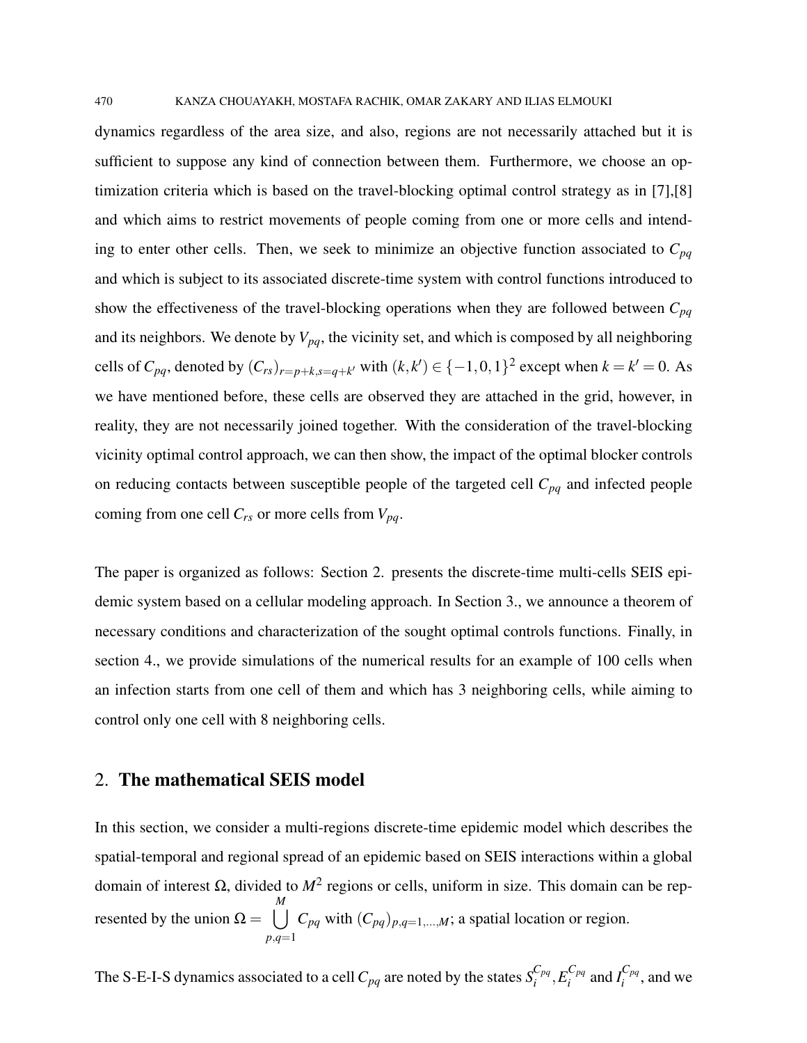dynamics regardless of the area size, and also, regions are not necessarily attached but it is sufficient to suppose any kind of connection between them. Furthermore, we choose an optimization criteria which is based on the travel-blocking optimal control strategy as in [7],[8] and which aims to restrict movements of people coming from one or more cells and intending to enter other cells. Then, we seek to minimize an objective function associated to $C_{pq}$ and which is subject to its associated discrete-time system with control functions introduced to show the effectiveness of the travel-blocking operations when they are followed between $C_{pq}$ and its neighbors. We denote by $V_{pq}$, the vicinity set, and which is composed by all neighboring cells of $C_{pq}$, denoted by $(C_{rs})_{r=p+k,s=q+k'}$ with $(k,k') \in \{-1,0,1\}^2$ except when $k = k' = 0$. As we have mentioned before, these cells are observed they are attached in the grid, however, in reality, they are not necessarily joined together. With the consideration of the travel-blocking vicinity optimal control approach, we can then show, the impact of the optimal blocker controls on reducing contacts between susceptible people of the targeted cell $C_{pq}$ and infected people coming from one cell $C_{rs}$ or more cells from $V_{pq}$.

The paper is organized as follows: Section 2. presents the discrete-time multi-cells SEIS epidemic system based on a cellular modeling approach. In Section 3., we announce a theorem of necessary conditions and characterization of the sought optimal controls functions. Finally, in section 4., we provide simulations of the numerical results for an example of 100 cells when an infection starts from one cell of them and which has 3 neighboring cells, while aiming to control only one cell with 8 neighboring cells.

## 2. The mathematical SEIS model

In this section, we consider a multi-regions discrete-time epidemic model which describes the spatial-temporal and regional spread of an epidemic based on SEIS interactions within a global domain of interest $\Omega$, divided to $M^2$ regions or cells, uniform in size. This domain can be represented by the union $\Omega = \bigcup\limits_{p,q=1}^{M} C_{pq}$ with $(C_{pq})_{p,q=1,\ldots,M}$; a spatial location or region.

The S-E-I-S dynamics associated to a cell $C_{pq}$ are noted by the states $S_i^{C_{pq}}, E_i^{C_{pq}}$ and $I_i^{C_{pq}}$, and we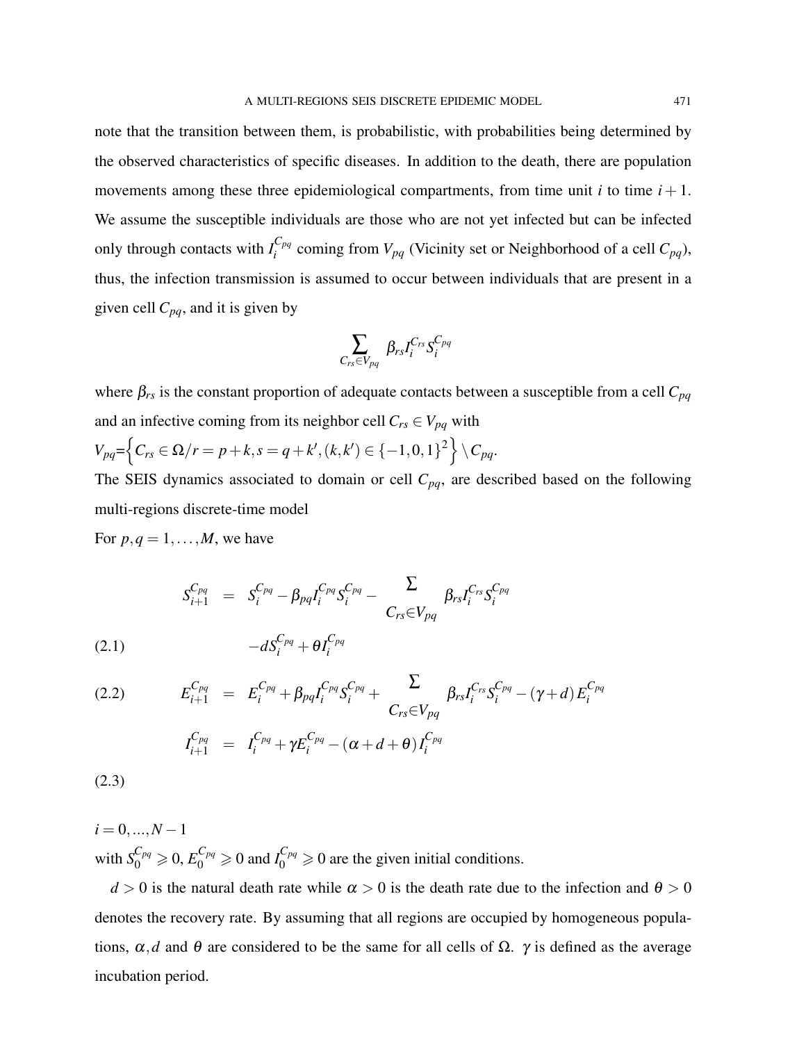note that the transition between them, is probabilistic, with probabilities being determined by the observed characteristics of specific diseases. In addition to the death, there are population movements among these three epidemiological compartments, from time unit $i$ to time $i+1$. We assume the susceptible individuals are those who are not yet infected but can be infected only through contacts with $I_i^{C_{pq}}$ coming from $V_{pq}$ (Vicinity set or Neighborhood of a cell $C_{pq}$), thus, the infection transmission is assumed to occur between individuals that are present in a given cell $C_{pq}$, and it is given by

$$\sum_{C_{rs}\in V_{pq}} \beta_{rs} I_i^{C_{rs}} S_i^{C_{pq}}$$

where $\beta_{rs}$ is the constant proportion of adequate contacts between a susceptible from a cell $C_{pq}$ and an infective coming from its neighbor cell $C_{rs} \in V_{pq}$ with

$V_{pq}$=$\left\{ C_{rs} \in \Omega / r = p+k, s = q+k', (k,k') \in \{-1,0,1\}^2 \right\} \setminus C_{pq}$.

The SEIS dynamics associated to domain or cell $C_{pq}$, are described based on the following multi-regions discrete-time model

For $p,q = 1,\ldots,M$, we have

$$S_{i+1}^{C_{pq}} = S_i^{C_{pq}} - \beta_{pq} I_i^{C_{pq}} S_i^{C_{pq}} - \sum_{C_{rs}\in V_{pq}} \beta_{rs} I_i^{C_{rs}} S_i^{C_{pq}} - d S_i^{C_{pq}} + \theta I_i^{C_{pq}} \tag{2.1}$$

$$E_{i+1}^{C_{pq}} = E_i^{C_{pq}} + \beta_{pq} I_i^{C_{pq}} S_i^{C_{pq}} + \sum_{C_{rs}\in V_{pq}} \beta_{rs} I_i^{C_{rs}} S_i^{C_{pq}} - (\gamma + d) E_i^{C_{pq}} \tag{2.2}$$

$$I_{i+1}^{C_{pq}} = I_i^{C_{pq}} + \gamma E_i^{C_{pq}} - (\alpha + d + \theta) I_i^{C_{pq}} \tag{2.3}$$

$i = 0,...,N-1$

with $S_0^{C_{pq}} \geqslant 0$, $E_0^{C_{pq}} \geqslant 0$ and $I_0^{C_{pq}} \geqslant 0$ are the given initial conditions.

$d > 0$ is the natural death rate while $\alpha > 0$ is the death rate due to the infection and $\theta > 0$ denotes the recovery rate. By assuming that all regions are occupied by homogeneous populations, $\alpha, d$ and $\theta$ are considered to be the same for all cells of $\Omega$. $\gamma$ is defined as the average incubation period.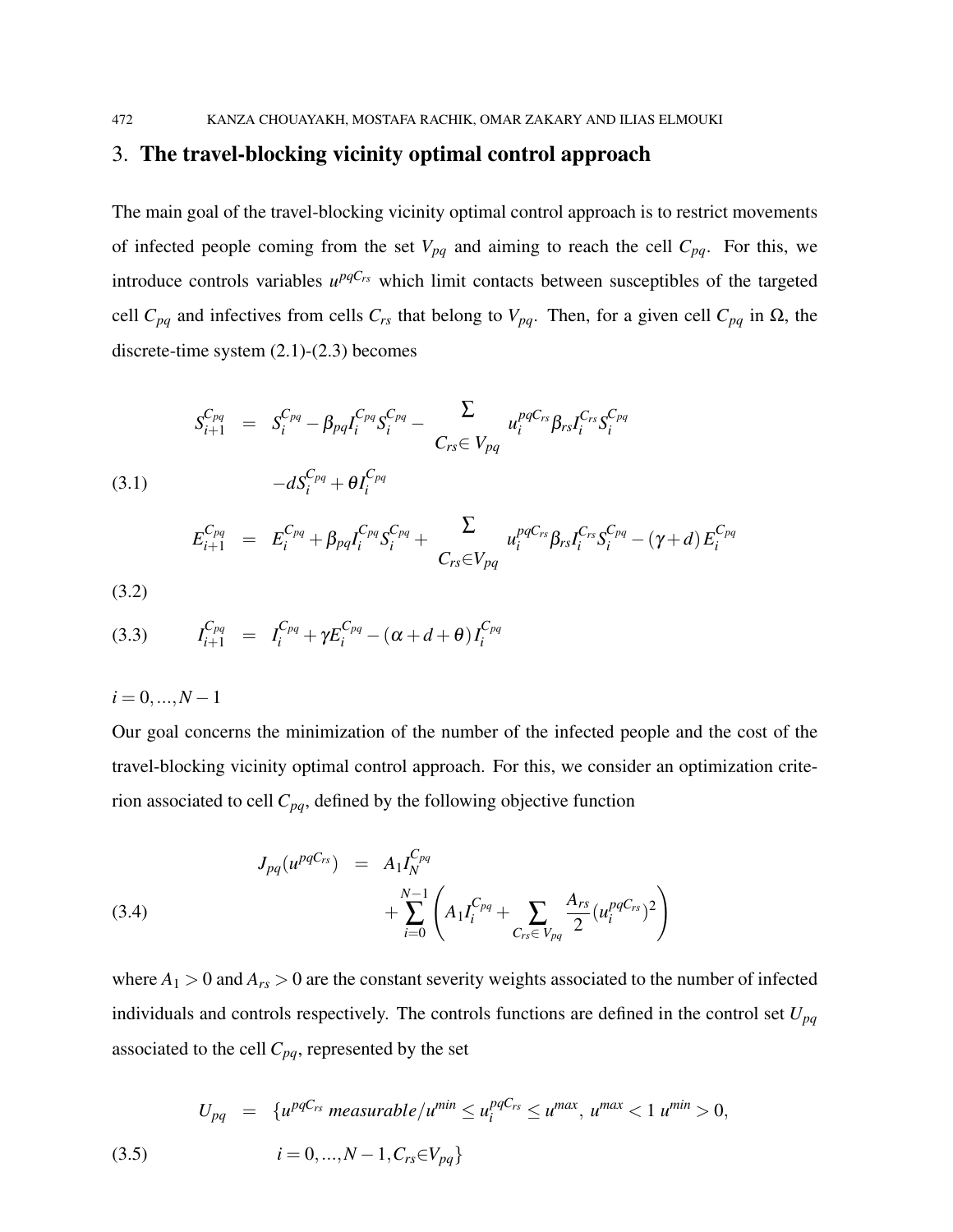## 3. The travel-blocking vicinity optimal control approach

The main goal of the travel-blocking vicinity optimal control approach is to restrict movements of infected people coming from the set $V_{pq}$ and aiming to reach the cell $C_{pq}$. For this, we introduce controls variables $u^{pqC_{rs}}$ which limit contacts between susceptibles of the targeted cell $C_{pq}$ and infectives from cells $C_{rs}$ that belong to $V_{pq}$. Then, for a given cell $C_{pq}$ in $\Omega$, the discrete-time system (2.1)-(2.3) becomes

$$
\begin{aligned}
S_{i+1}^{C_{pq}} &= S_i^{C_{pq}} - \beta_{pq} I_i^{C_{pq}} S_i^{C_{pq}} - \sum_{C_{rs}\in V_{pq}} u_i^{pqC_{rs}} \beta_{rs} I_i^{C_{rs}} S_i^{C_{pq}} \\
&\quad - d S_i^{C_{pq}} + \theta I_i^{C_{pq}} \qquad (3.1)
\end{aligned}
$$

$$
E_{i+1}^{C_{pq}} = E_i^{C_{pq}} + \beta_{pq} I_i^{C_{pq}} S_i^{C_{pq}} + \sum_{C_{rs}\in V_{pq}} u_i^{pqC_{rs}} \beta_{rs} I_i^{C_{rs}} S_i^{C_{pq}} - (\gamma + d) E_i^{C_{pq}} \qquad (3.2)
$$

$$
I_{i+1}^{C_{pq}} = I_i^{C_{pq}} + \gamma E_i^{C_{pq}} - (\alpha + d + \theta) I_i^{C_{pq}} \qquad (3.3)
$$

$i = 0, ..., N-1$

Our goal concerns the minimization of the number of the infected people and the cost of the travel-blocking vicinity optimal control approach. For this, we consider an optimization criterion associated to cell $C_{pq}$, defined by the following objective function

$$
\begin{aligned}
J_{pq}(u^{pqC_{rs}}) &= A_1 I_N^{C_{pq}} \\
&\quad + \sum_{i=0}^{N-1} \left( A_1 I_i^{C_{pq}} + \sum_{C_{rs}\in V_{pq}} \frac{A_{rs}}{2} (u_i^{pqC_{rs}})^2 \right) \qquad (3.4)
\end{aligned}
$$

where $A_1 > 0$ and $A_{rs} > 0$ are the constant severity weights associated to the number of infected individuals and controls respectively. The controls functions are defined in the control set $U_{pq}$ associated to the cell $C_{pq}$, represented by the set

$$
\begin{aligned}
U_{pq} &= \{ u^{pqC_{rs}} \; measurable / u^{min} \leq u_i^{pqC_{rs}} \leq u^{max}, \; u^{max} < 1 \; u^{min} > 0, \\
&\quad i = 0, ..., N-1, C_{rs} \in V_{pq} \} \qquad (3.5)
\end{aligned}
$$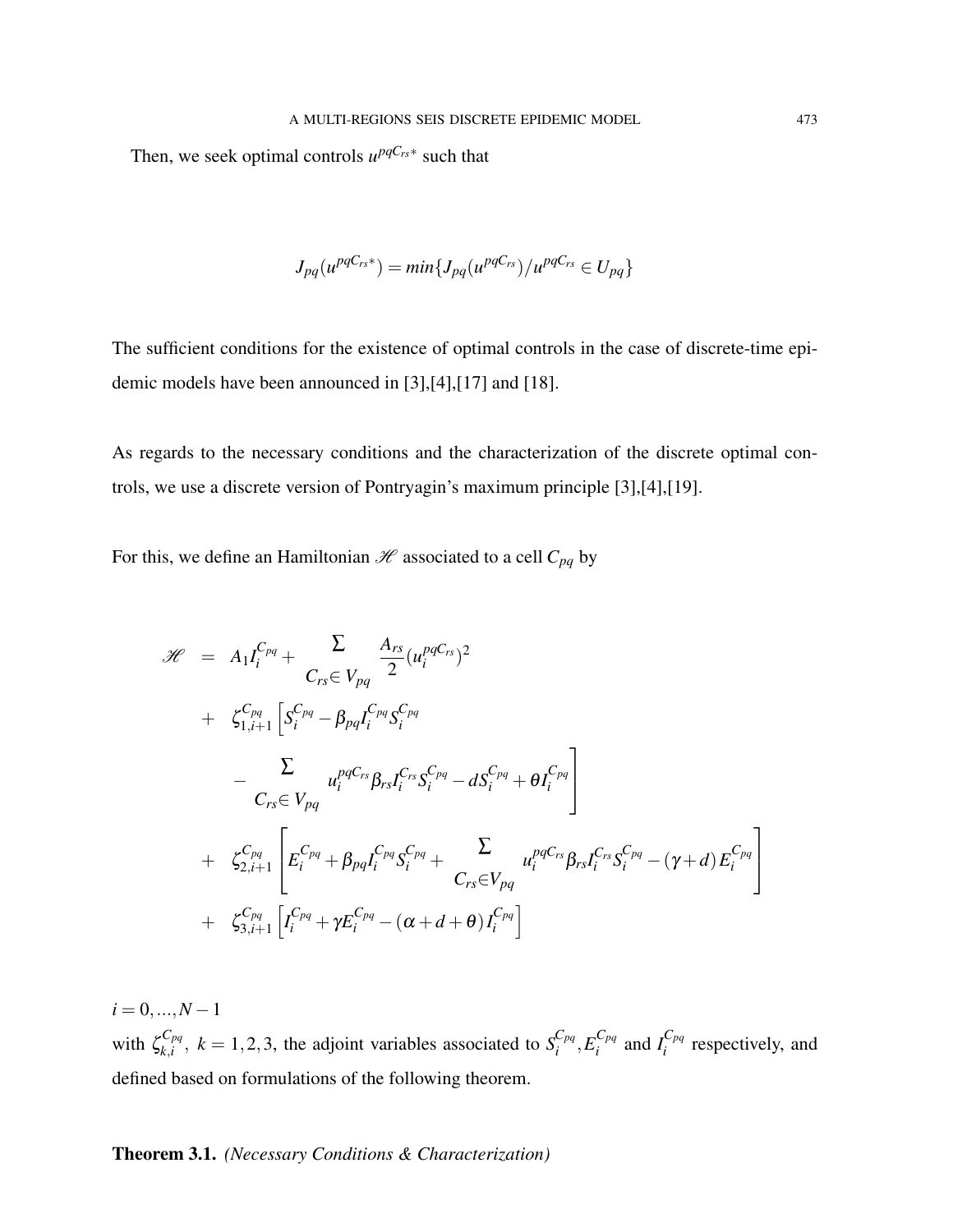Then, we seek optimal controls $u^{pqC_{rs}*}$ such that

$$J_{pq}(u^{pqC_{rs}*}) = min\{J_{pq}(u^{pqC_{rs}})/u^{pqC_{rs}} \in U_{pq}\}$$

The sufficient conditions for the existence of optimal controls in the case of discrete-time epidemic models have been announced in [3],[4],[17] and [18].

As regards to the necessary conditions and the characterization of the discrete optimal controls, we use a discrete version of Pontryagin's maximum principle [3],[4],[19].

For this, we define an Hamiltonian $\mathscr{H}$ associated to a cell $C_{pq}$ by

$$\begin{aligned}
\mathscr{H} &= A_1 I_i^{C_{pq}} + \sum_{C_{rs}\in V_{pq}} \frac{A_{rs}}{2}(u_i^{pqC_{rs}})^2 \\
&+ \zeta_{1,i+1}^{C_{pq}} \Big[ S_i^{C_{pq}} - \beta_{pq} I_i^{C_{pq}} S_i^{C_{pq}} \\
&\quad - \sum_{C_{rs}\in V_{pq}} u_i^{pqC_{rs}} \beta_{rs} I_i^{C_{rs}} S_i^{C_{pq}} - d S_i^{C_{pq}} + \theta I_i^{C_{pq}} \Big] \\
&+ \zeta_{2,i+1}^{C_{pq}} \left[ E_i^{C_{pq}} + \beta_{pq} I_i^{C_{pq}} S_i^{C_{pq}} + \sum_{C_{rs}\in V_{pq}} u_i^{pqC_{rs}} \beta_{rs} I_i^{C_{rs}} S_i^{C_{pq}} - (\gamma + d) E_i^{C_{pq}} \right] \\
&+ \zeta_{3,i+1}^{C_{pq}} \left[ I_i^{C_{pq}} + \gamma E_i^{C_{pq}} - (\alpha + d + \theta) I_i^{C_{pq}} \right]
\end{aligned}$$

$i = 0, ..., N-1$

with $\zeta_{k,i}^{C_{pq}}$, $k = 1,2,3$, the adjoint variables associated to $S_i^{C_{pq}}, E_i^{C_{pq}}$ and $I_i^{C_{pq}}$ respectively, and defined based on formulations of the following theorem.

**Theorem 3.1.** *(Necessary Conditions & Characterization)*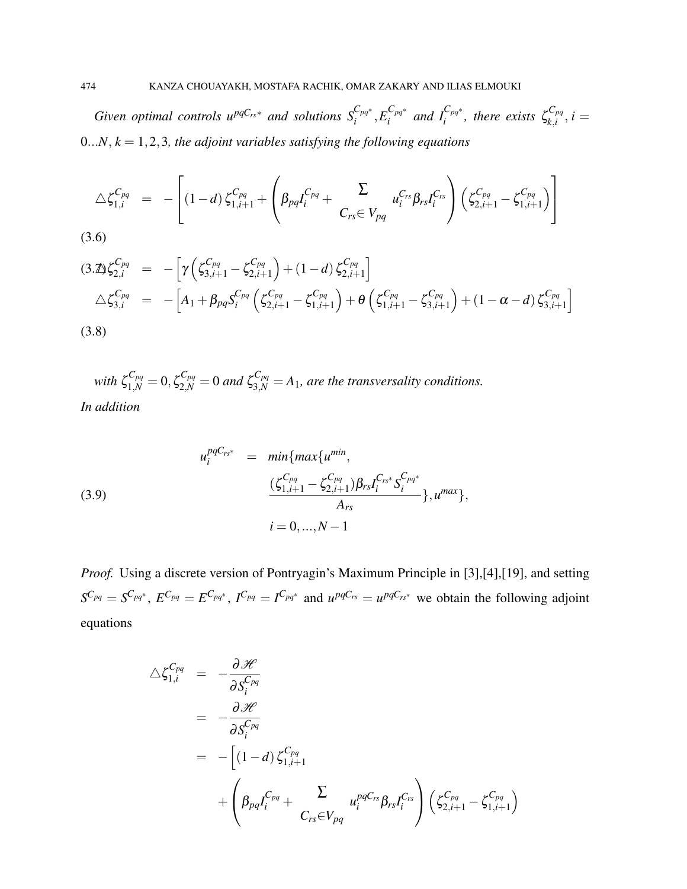*Given optimal controls $u^{pqC_{rs}*}$ and solutions $S_i^{C_{pq}*}, E_i^{C_{pq}*}$ and $I_i^{C_{pq}*}$, there exists $\zeta_{k,i}^{C_{pq}}$, $i = 0...N$, $k = 1,2,3$, the adjoint variables satisfying the following equations*

$$\triangle\zeta_{1,i}^{C_{pq}} = -\left[(1-d)\,\zeta_{1,i+1}^{C_{pq}} + \left(\beta_{pq}I_i^{C_{pq}} + \sum_{C_{rs}\in V_{pq}} u_i^{C_{rs}}\beta_{rs}I_i^{C_{rs}}\right)\left(\zeta_{2,i+1}^{C_{pq}} - \zeta_{1,i+1}^{C_{pq}}\right)\right] \tag{3.6}$$

$$\triangle\zeta_{2,i}^{C_{pq}} = -\left[\gamma\left(\zeta_{3,i+1}^{C_{pq}} - \zeta_{2,i+1}^{C_{pq}}\right) + (1-d)\,\zeta_{2,i+1}^{C_{pq}}\right] \tag{3.7}$$

$$\triangle\zeta_{3,i}^{C_{pq}} = -\left[A_1 + \beta_{pq}S_i^{C_{pq}}\left(\zeta_{2,i+1}^{C_{pq}} - \zeta_{1,i+1}^{C_{pq}}\right) + \theta\left(\zeta_{1,i+1}^{C_{pq}} - \zeta_{3,i+1}^{C_{pq}}\right) + (1-\alpha-d)\,\zeta_{3,i+1}^{C_{pq}}\right] \tag{3.8}$$

*with $\zeta_{1,N}^{C_{pq}} = 0, \zeta_{2,N}^{C_{pq}} = 0$ and $\zeta_{3,N}^{C_{pq}} = A_1$, are the transversality conditions.*
*In addition*

$$u_i^{pqC_{rs}*} = min\{max\{u^{min}, \frac{(\zeta_{1,i+1}^{C_{pq}} - \zeta_{2,i+1}^{C_{pq}})\beta_{rs}I_i^{C_{rs}*}S_i^{C_{pq}*}}{A_{rs}}\}, u^{max}\}, \quad i = 0,...,N-1 \tag{3.9}$$

*Proof.* Using a discrete version of Pontryagin's Maximum Principle in [3],[4],[19], and setting $S^{C_{pq}} = S^{C_{pq}*}$, $E^{C_{pq}} = E^{C_{pq}*}$, $I^{C_{pq}} = I^{C_{pq}*}$ and $u^{pqC_{rs}} = u^{pqC_{rs}*}$ we obtain the following adjoint equations

$$\begin{aligned}
\triangle\zeta_{1,i}^{C_{pq}} &= -\frac{\partial\mathscr{H}}{\partial S_i^{C_{pq}}} \\
&= -\frac{\partial\mathscr{H}}{\partial S_i^{C_{pq}}} \\
&= -\Big[(1-d)\,\zeta_{1,i+1}^{C_{pq}} \\
&\quad + \left(\beta_{pq}I_i^{C_{pq}} + \sum_{C_{rs}\in V_{pq}} u_i^{pqC_{rs}}\beta_{rs}I_i^{C_{rs}}\right)\left(\zeta_{2,i+1}^{C_{pq}} - \zeta_{1,i+1}^{C_{pq}}\right)
\end{aligned}$$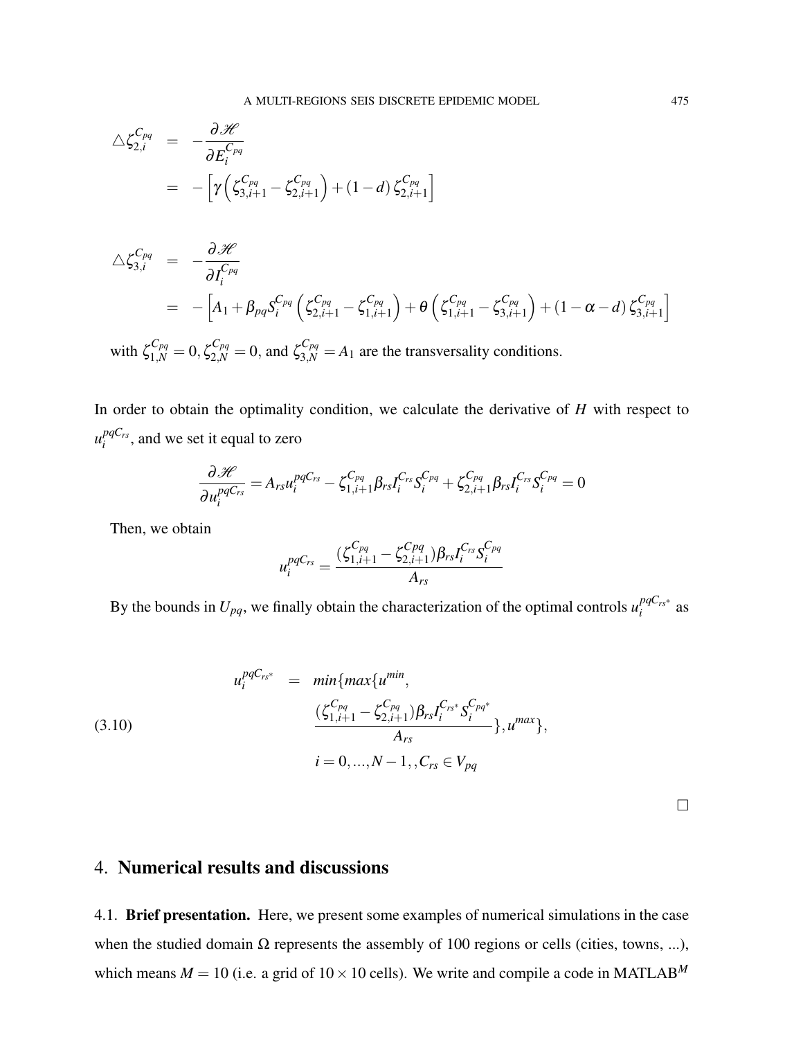$$
\begin{aligned}
\triangle\zeta_{2,i}^{C_{pq}} &= -\frac{\partial \mathscr{H}}{\partial E_i^{C_{pq}}} \\
&= -\left[\gamma\left(\zeta_{3,i+1}^{C_{pq}} - \zeta_{2,i+1}^{C_{pq}}\right) + (1-d)\,\zeta_{2,i+1}^{C_{pq}}\right]
\end{aligned}
$$

$$
\begin{aligned}
\triangle\zeta_{3,i}^{C_{pq}} &= -\frac{\partial \mathscr{H}}{\partial I_i^{C_{pq}}} \\
&= -\left[A_1 + \beta_{pq} S_i^{C_{pq}}\left(\zeta_{2,i+1}^{C_{pq}} - \zeta_{1,i+1}^{C_{pq}}\right) + \theta\left(\zeta_{1,i+1}^{C_{pq}} - \zeta_{3,i+1}^{C_{pq}}\right) + (1-\alpha-d)\,\zeta_{3,i+1}^{C_{pq}}\right]
\end{aligned}
$$

with $\zeta_{1,N}^{C_{pq}} = 0, \zeta_{2,N}^{C_{pq}} = 0$, and $\zeta_{3,N}^{C_{pq}} = A_1$ are the transversality conditions.

In order to obtain the optimality condition, we calculate the derivative of $H$ with respect to $u_i^{pqC_{rs}}$, and we set it equal to zero

$$
\frac{\partial \mathscr{H}}{\partial u_i^{pqC_{rs}}} = A_{rs} u_i^{pqC_{rs}} - \zeta_{1,i+1}^{C_{pq}} \beta_{rs} I_i^{C_{rs}} S_i^{C_{pq}} + \zeta_{2,i+1}^{C_{pq}} \beta_{rs} I_i^{C_{rs}} S_i^{C_{pq}} = 0
$$

Then, we obtain

$$
u_i^{pqC_{rs}} = \frac{(\zeta_{1,i+1}^{C_{pq}} - \zeta_{2,i+1}^{Cpq})\beta_{rs} I_i^{C_{rs}} S_i^{C_{pq}}}{A_{rs}}
$$

By the bounds in $U_{pq}$, we finally obtain the characterization of the optimal controls $u_i^{pqC_{rs}*}$ as

$$
\begin{aligned}
u_i^{pqC_{rs}*} &= min\{max\{u^{min}, \\
&\qquad \frac{(\zeta_{1,i+1}^{C_{pq}} - \zeta_{2,i+1}^{C_{pq}})\beta_{rs} I_i^{C_{rs}*} S_i^{C_{pq}*}}{A_{rs}}\}, u^{max}\}, \\
&\qquad i = 0, ..., N-1, , C_{rs} \in V_{pq}
\end{aligned}
\tag{3.10}
$$

□

## 4. **Numerical results and discussions**

4.1. **Brief presentation.** Here, we present some examples of numerical simulations in the case when the studied domain $\Omega$ represents the assembly of 100 regions or cells (cities, towns, ...), which means $M = 10$ (i.e. a grid of $10 \times 10$ cells). We write and compile a code in MATLAB$^{M}$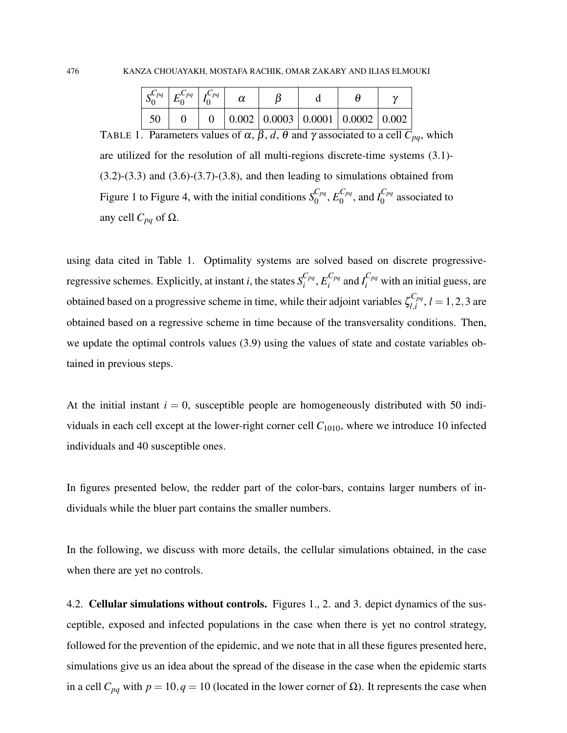| $S_0^{C_{pq}}$ | $E_0^{C_{pq}}$ | $I_0^{C_{pq}}$ | $\alpha$ | $\beta$ | d | $\theta$ | $\gamma$ |
|---|---|---|---|---|---|---|---|
| 50 | 0 | 0 | 0.002 | 0.0003 | 0.0001 | 0.0002 | 0.002 |

TABLE 1. Parameters values of $\alpha$, $\beta$, $d$, $\theta$ and $\gamma$ associated to a cell $C_{pq}$, which are utilized for the resolution of all multi-regions discrete-time systems (3.1)-(3.2)-(3.3) and (3.6)-(3.7)-(3.8), and then leading to simulations obtained from Figure 1 to Figure 4, with the initial conditions $S_0^{C_{pq}}$, $E_0^{C_{pq}}$, and $I_0^{C_{pq}}$ associated to any cell $C_{pq}$ of $\Omega$.

using data cited in Table 1. Optimality systems are solved based on discrete progressive-regressive schemes. Explicitly, at instant $i$, the states $S_i^{C_{pq}}$, $E_i^{C_{pq}}$ and $I_i^{C_{pq}}$ with an initial guess, are obtained based on a progressive scheme in time, while their adjoint variables $\zeta_{l,i}^{C_{pq}}$, $l = 1, 2, 3$ are obtained based on a regressive scheme in time because of the transversality conditions. Then, we update the optimal controls values (3.9) using the values of state and costate variables obtained in previous steps.

At the initial instant $i = 0$, susceptible people are homogeneously distributed with 50 individuals in each cell except at the lower-right corner cell $C_{1010}$, where we introduce 10 infected individuals and 40 susceptible ones.

In figures presented below, the redder part of the color-bars, contains larger numbers of individuals while the bluer part contains the smaller numbers.

In the following, we discuss with more details, the cellular simulations obtained, in the case when there are yet no controls.

4.2. **Cellular simulations without controls.** Figures 1., 2. and 3. depict dynamics of the susceptible, exposed and infected populations in the case when there is yet no control strategy, followed for the prevention of the epidemic, and we note that in all these figures presented here, simulations give us an idea about the spread of the disease in the case when the epidemic starts in a cell $C_{pq}$ with $p = 10, q = 10$ (located in the lower corner of $\Omega$). It represents the case when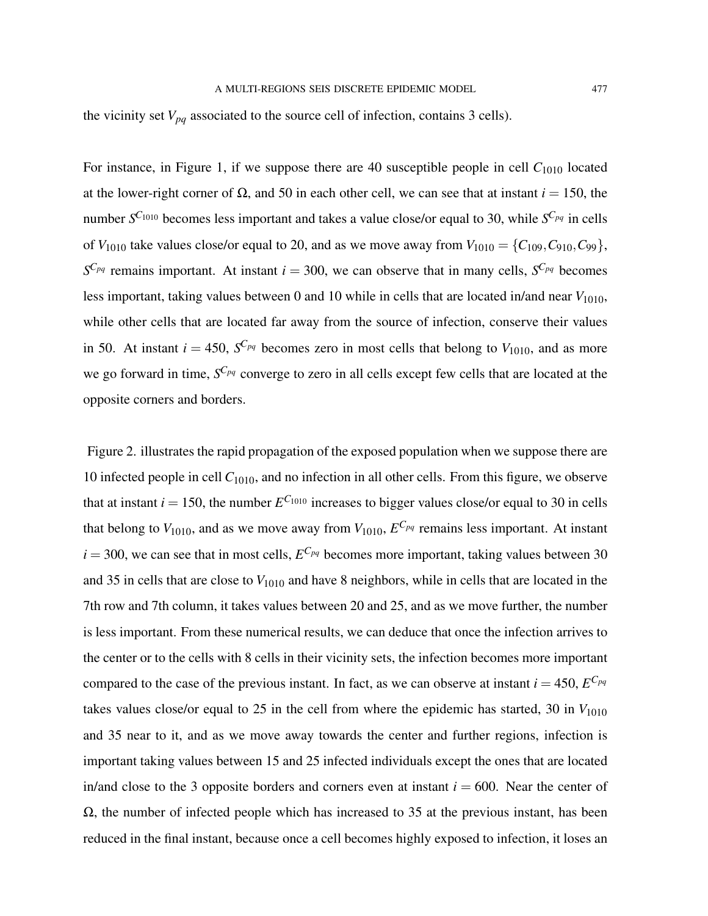the vicinity set $V_{pq}$ associated to the source cell of infection, contains 3 cells).

For instance, in Figure 1, if we suppose there are 40 susceptible people in cell $C_{1010}$ located at the lower-right corner of $\Omega$, and 50 in each other cell, we can see that at instant $i = 150$, the number $S^{C_{1010}}$ becomes less important and takes a value close/or equal to 30, while $S^{C_{pq}}$ in cells of $V_{1010}$ take values close/or equal to 20, and as we move away from $V_{1010} = \{C_{109}, C_{910}, C_{99}\}$, $S^{C_{pq}}$ remains important. At instant $i = 300$, we can observe that in many cells, $S^{C_{pq}}$ becomes less important, taking values between 0 and 10 while in cells that are located in/and near $V_{1010}$, while other cells that are located far away from the source of infection, conserve their values in 50. At instant $i = 450$, $S^{C_{pq}}$ becomes zero in most cells that belong to $V_{1010}$, and as more we go forward in time, $S^{C_{pq}}$ converge to zero in all cells except few cells that are located at the opposite corners and borders.

Figure 2. illustrates the rapid propagation of the exposed population when we suppose there are 10 infected people in cell $C_{1010}$, and no infection in all other cells. From this figure, we observe that at instant $i = 150$, the number $E^{C_{1010}}$ increases to bigger values close/or equal to 30 in cells that belong to $V_{1010}$, and as we move away from $V_{1010}$, $E^{C_{pq}}$ remains less important. At instant $i = 300$, we can see that in most cells, $E^{C_{pq}}$ becomes more important, taking values between 30 and 35 in cells that are close to $V_{1010}$ and have 8 neighbors, while in cells that are located in the 7th row and 7th column, it takes values between 20 and 25, and as we move further, the number is less important. From these numerical results, we can deduce that once the infection arrives to the center or to the cells with 8 cells in their vicinity sets, the infection becomes more important compared to the case of the previous instant. In fact, as we can observe at instant $i = 450$, $E^{C_{pq}}$ takes values close/or equal to 25 in the cell from where the epidemic has started, 30 in $V_{1010}$ and 35 near to it, and as we move away towards the center and further regions, infection is important taking values between 15 and 25 infected individuals except the ones that are located in/and close to the 3 opposite borders and corners even at instant $i = 600$. Near the center of $\Omega$, the number of infected people which has increased to 35 at the previous instant, has been reduced in the final instant, because once a cell becomes highly exposed to infection, it loses an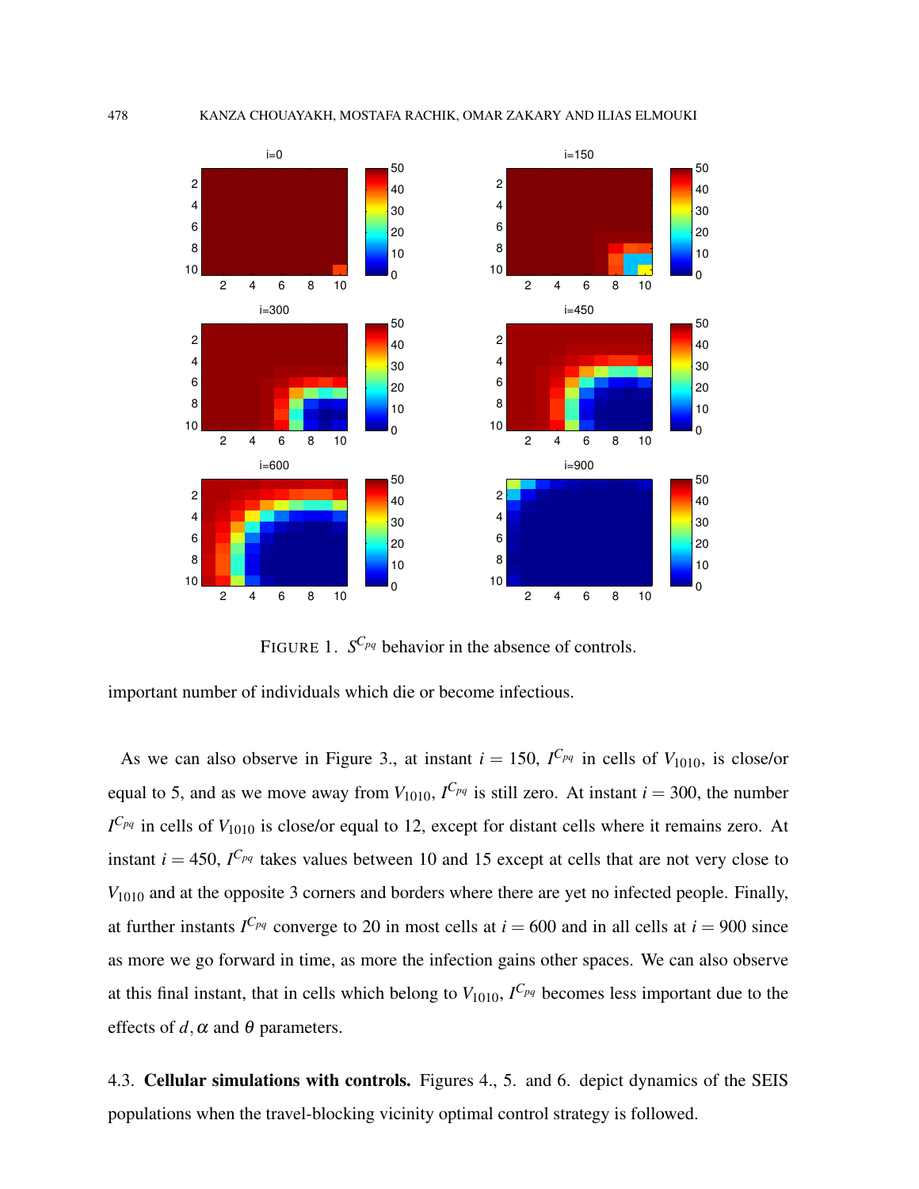FIGURE 1. $S^{C_{pq}}$ behavior in the absence of controls.

important number of individuals which die or become infectious.

As we can also observe in Figure 3., at instant $i = 150$, $I^{C_{pq}}$ in cells of $V_{1010}$, is close/or equal to 5, and as we move away from $V_{1010}$, $I^{C_{pq}}$ is still zero. At instant $i = 300$, the number $I^{C_{pq}}$ in cells of $V_{1010}$ is close/or equal to 12, except for distant cells where it remains zero. At instant $i = 450$, $I^{C_{pq}}$ takes values between 10 and 15 except at cells that are not very close to $V_{1010}$ and at the opposite 3 corners and borders where there are yet no infected people. Finally, at further instants $I^{C_{pq}}$ converge to 20 in most cells at $i = 600$ and in all cells at $i = 900$ since as more we go forward in time, as more the infection gains other spaces. We can also observe at this final instant, that in cells which belong to $V_{1010}$, $I^{C_{pq}}$ becomes less important due to the effects of $d, \alpha$ and $\theta$ parameters.

4.3. **Cellular simulations with controls.** Figures 4., 5. and 6. depict dynamics of the SEIS populations when the travel-blocking vicinity optimal control strategy is followed.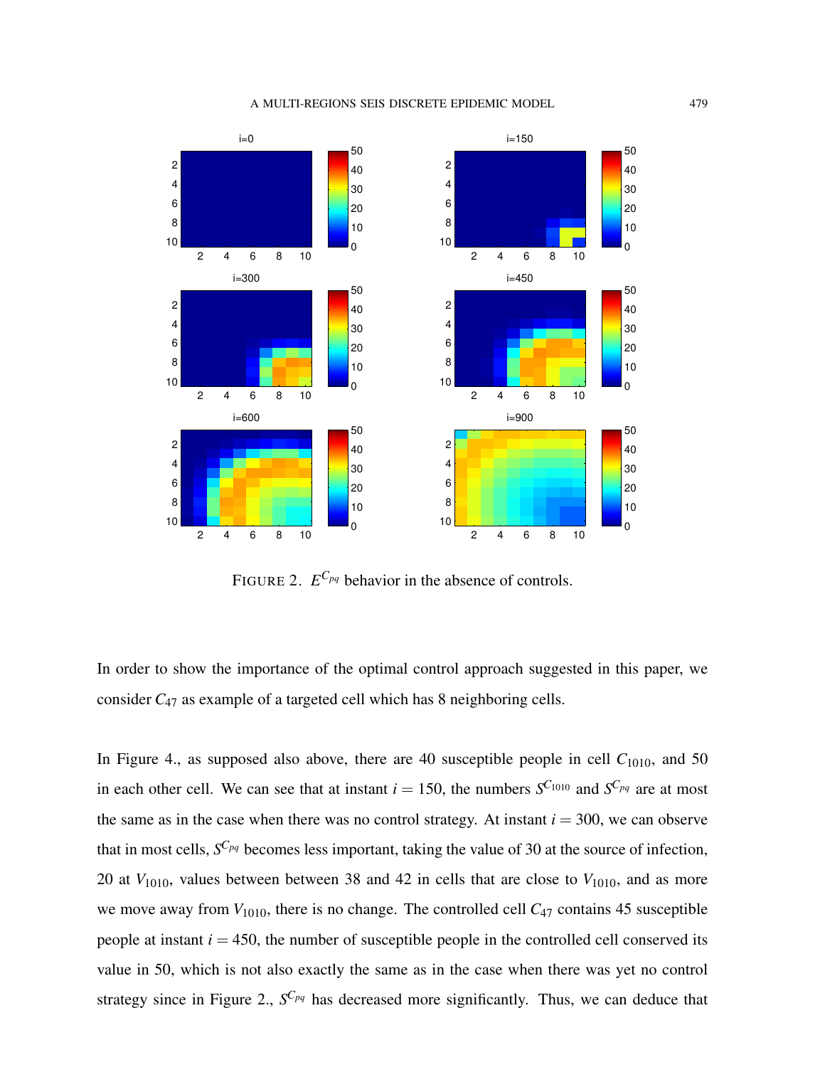FIGURE 2. $E^{C_{pq}}$ behavior in the absence of controls.

In order to show the importance of the optimal control approach suggested in this paper, we consider $C_{47}$ as example of a targeted cell which has 8 neighboring cells.

In Figure 4., as supposed also above, there are 40 susceptible people in cell $C_{1010}$, and 50 in each other cell. We can see that at instant $i = 150$, the numbers $S^{C_{1010}}$ and $S^{C_{pq}}$ are at most the same as in the case when there was no control strategy. At instant $i = 300$, we can observe that in most cells, $S^{C_{pq}}$ becomes less important, taking the value of 30 at the source of infection, 20 at $V_{1010}$, values between between 38 and 42 in cells that are close to $V_{1010}$, and as more we move away from $V_{1010}$, there is no change. The controlled cell $C_{47}$ contains 45 susceptible people at instant $i = 450$, the number of susceptible people in the controlled cell conserved its value in 50, which is not also exactly the same as in the case when there was yet no control strategy since in Figure 2., $S^{C_{pq}}$ has decreased more significantly. Thus, we can deduce that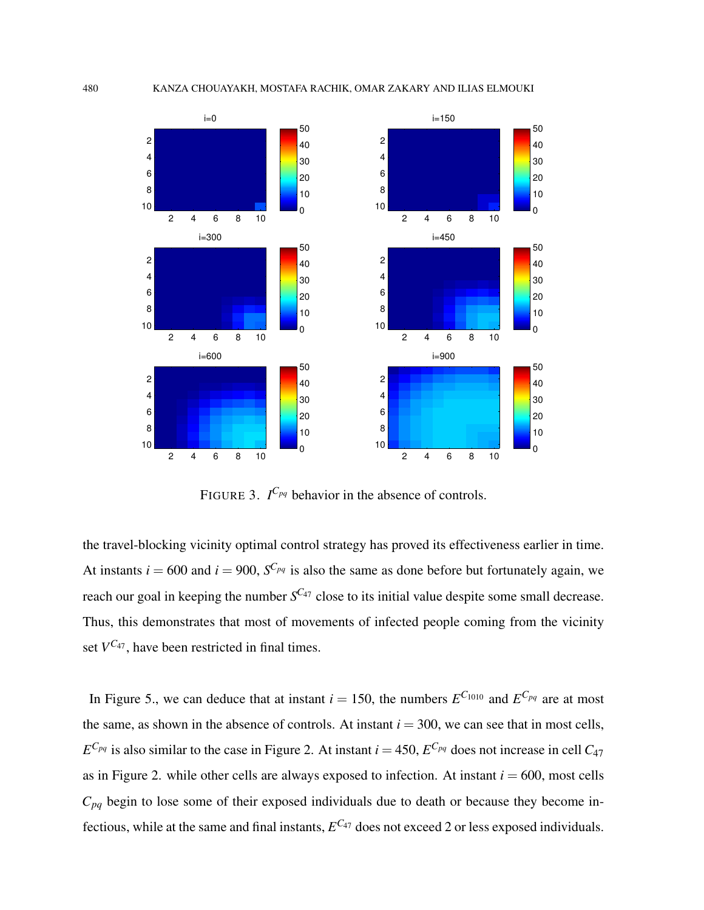FIGURE 3. $I^{C_{pq}}$ behavior in the absence of controls.

the travel-blocking vicinity optimal control strategy has proved its effectiveness earlier in time. At instants $i = 600$ and $i = 900$, $S^{C_{pq}}$ is also the same as done before but fortunately again, we reach our goal in keeping the number $S^{C_{47}}$ close to its initial value despite some small decrease. Thus, this demonstrates that most of movements of infected people coming from the vicinity set $V^{C_{47}}$, have been restricted in final times.

In Figure 5., we can deduce that at instant $i = 150$, the numbers $E^{C_{1010}}$ and $E^{C_{pq}}$ are at most the same, as shown in the absence of controls. At instant $i = 300$, we can see that in most cells, $E^{C_{pq}}$ is also similar to the case in Figure 2. At instant $i = 450$, $E^{C_{pq}}$ does not increase in cell $C_{47}$ as in Figure 2. while other cells are always exposed to infection. At instant $i = 600$, most cells $C_{pq}$ begin to lose some of their exposed individuals due to death or because they become infectious, while at the same and final instants, $E^{C_{47}}$ does not exceed 2 or less exposed individuals.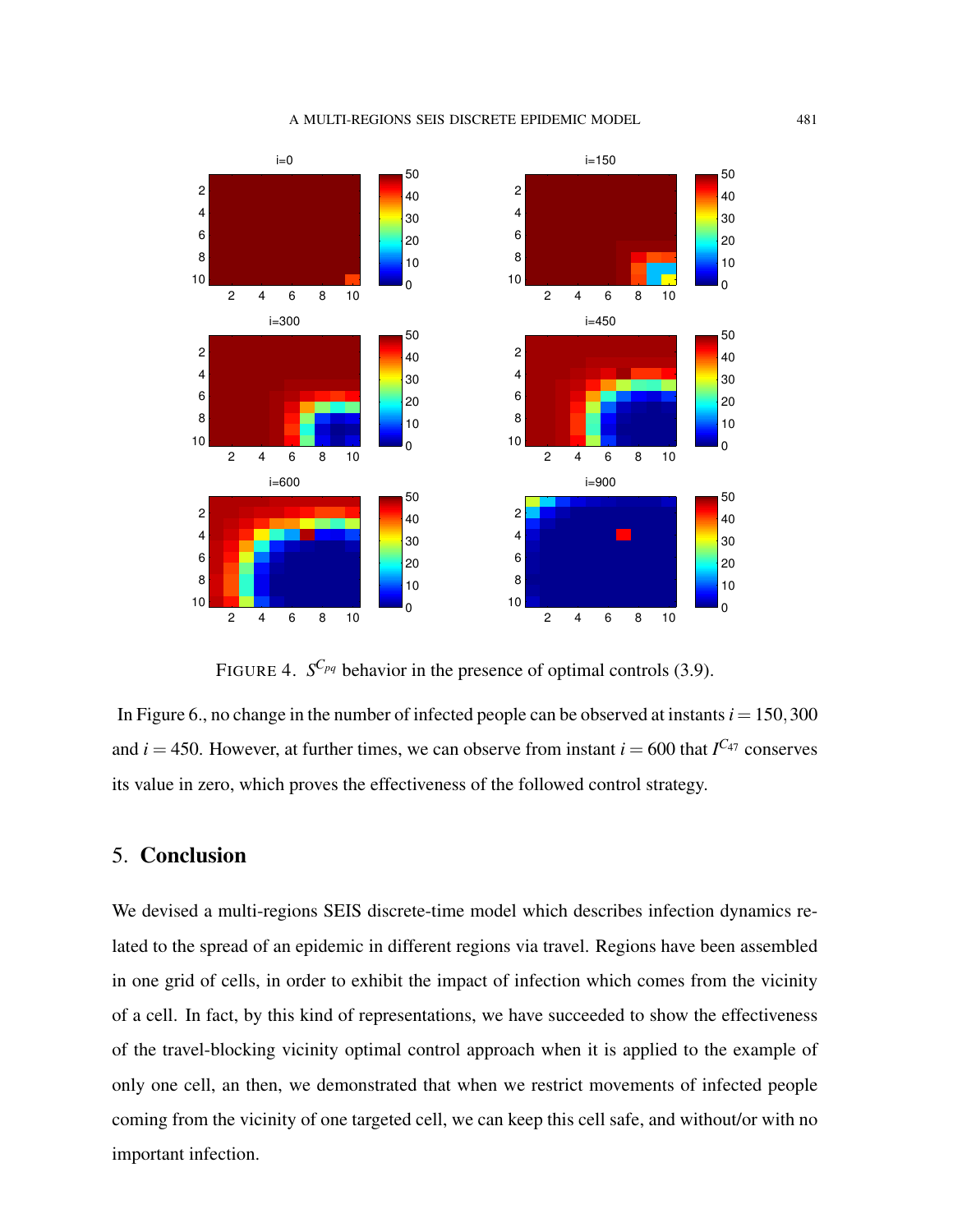FIGURE 4. $S^{C_{pq}}$ behavior in the presence of optimal controls (3.9).

In Figure 6., no change in the number of infected people can be observed at instants $i = 150, 300$ and $i = 450$. However, at further times, we can observe from instant $i = 600$ that $I^{C_{47}}$ conserves its value in zero, which proves the effectiveness of the followed control strategy.

## 5. Conclusion

We devised a multi-regions SEIS discrete-time model which describes infection dynamics related to the spread of an epidemic in different regions via travel. Regions have been assembled in one grid of cells, in order to exhibit the impact of infection which comes from the vicinity of a cell. In fact, by this kind of representations, we have succeeded to show the effectiveness of the travel-blocking vicinity optimal control approach when it is applied to the example of only one cell, an then, we demonstrated that when we restrict movements of infected people coming from the vicinity of one targeted cell, we can keep this cell safe, and without/or with no important infection.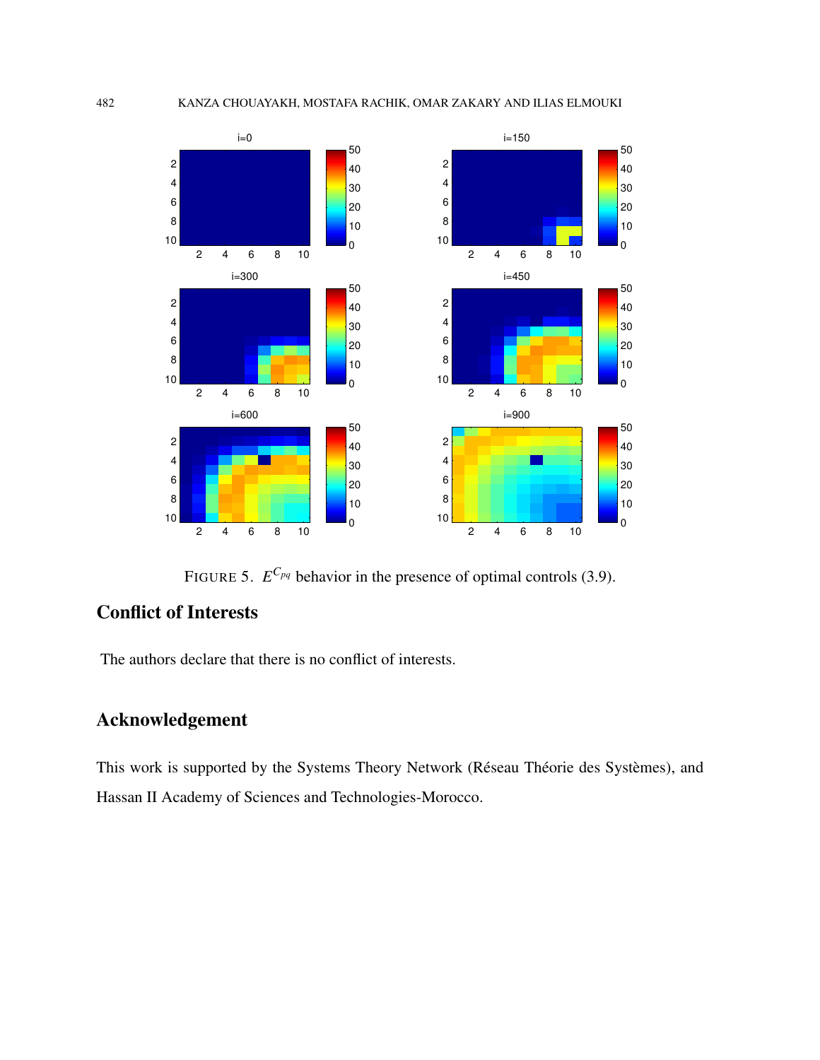FIGURE 5. $E^{C_{pq}}$ behavior in the presence of optimal controls (3.9).

## Conflict of Interests

The authors declare that there is no conflict of interests.

## Acknowledgement

This work is supported by the Systems Theory Network (Réseau Théorie des Systèmes), and Hassan II Academy of Sciences and Technologies-Morocco.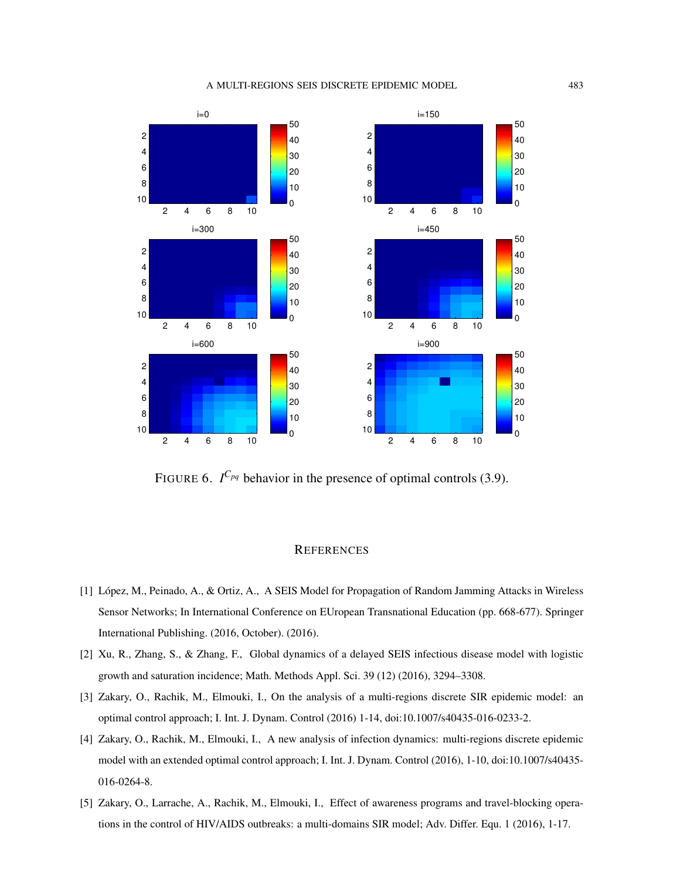FIGURE 6. $I^{C_{pq}}$ behavior in the presence of optimal controls (3.9).

## REFERENCES

[1] López, M., Peinado, A., & Ortiz, A., A SEIS Model for Propagation of Random Jamming Attacks in Wireless Sensor Networks; In International Conference on EUropean Transnational Education (pp. 668-677). Springer International Publishing. (2016, October). (2016).

[2] Xu, R., Zhang, S., & Zhang, F., Global dynamics of a delayed SEIS infectious disease model with logistic growth and saturation incidence; Math. Methods Appl. Sci. 39 (12) (2016), 3294–3308.

[3] Zakary, O., Rachik, M., Elmouki, I., On the analysis of a multi-regions discrete SIR epidemic model: an optimal control approach; I. Int. J. Dynam. Control (2016) 1-14, doi:10.1007/s40435-016-0233-2.

[4] Zakary, O., Rachik, M., Elmouki, I., A new analysis of infection dynamics: multi-regions discrete epidemic model with an extended optimal control approach; I. Int. J. Dynam. Control (2016), 1-10, doi:10.1007/s40435-016-0264-8.

[5] Zakary, O., Larrache, A., Rachik, M., Elmouki, I., Effect of awareness programs and travel-blocking operations in the control of HIV/AIDS outbreaks: a multi-domains SIR model; Adv. Differ. Equ. 1 (2016), 1-17.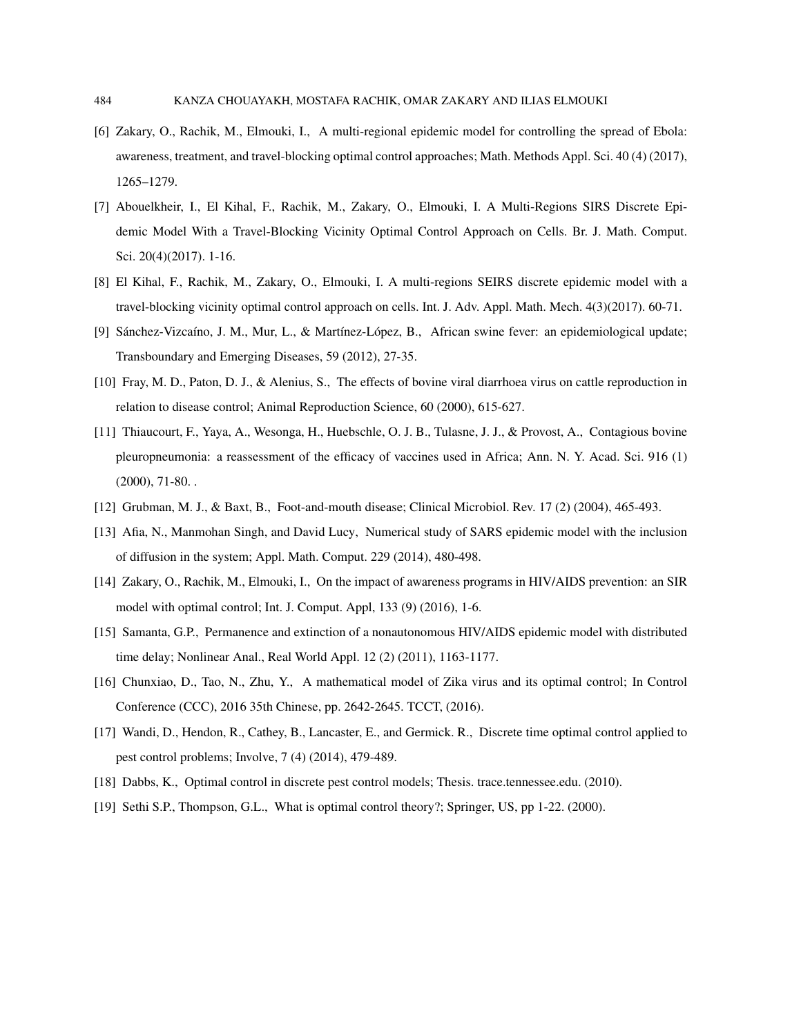[6] Zakary, O., Rachik, M., Elmouki, I., A multi-regional epidemic model for controlling the spread of Ebola: awareness, treatment, and travel-blocking optimal control approaches; Math. Methods Appl. Sci. 40 (4) (2017), 1265–1279.

[7] Abouelkheir, I., El Kihal, F., Rachik, M., Zakary, O., Elmouki, I. A Multi-Regions SIRS Discrete Epidemic Model With a Travel-Blocking Vicinity Optimal Control Approach on Cells. Br. J. Math. Comput. Sci. 20(4)(2017). 1-16.

[8] El Kihal, F., Rachik, M., Zakary, O., Elmouki, I. A multi-regions SEIRS discrete epidemic model with a travel-blocking vicinity optimal control approach on cells. Int. J. Adv. Appl. Math. Mech. 4(3)(2017). 60-71.

[9] Sánchez-Vizcaíno, J. M., Mur, L., & Martínez-López, B., African swine fever: an epidemiological update; Transboundary and Emerging Diseases, 59 (2012), 27-35.

[10] Fray, M. D., Paton, D. J., & Alenius, S., The effects of bovine viral diarrhoea virus on cattle reproduction in relation to disease control; Animal Reproduction Science, 60 (2000), 615-627.

[11] Thiaucourt, F., Yaya, A., Wesonga, H., Huebschle, O. J. B., Tulasne, J. J., & Provost, A., Contagious bovine pleuropneumonia: a reassessment of the efficacy of vaccines used in Africa; Ann. N. Y. Acad. Sci. 916 (1) (2000), 71-80. .

[12] Grubman, M. J., & Baxt, B., Foot-and-mouth disease; Clinical Microbiol. Rev. 17 (2) (2004), 465-493.

[13] Afia, N., Manmohan Singh, and David Lucy, Numerical study of SARS epidemic model with the inclusion of diffusion in the system; Appl. Math. Comput. 229 (2014), 480-498.

[14] Zakary, O., Rachik, M., Elmouki, I., On the impact of awareness programs in HIV/AIDS prevention: an SIR model with optimal control; Int. J. Comput. Appl, 133 (9) (2016), 1-6.

[15] Samanta, G.P., Permanence and extinction of a nonautonomous HIV/AIDS epidemic model with distributed time delay; Nonlinear Anal., Real World Appl. 12 (2) (2011), 1163-1177.

[16] Chunxiao, D., Tao, N., Zhu, Y., A mathematical model of Zika virus and its optimal control; In Control Conference (CCC), 2016 35th Chinese, pp. 2642-2645. TCCT, (2016).

[17] Wandi, D., Hendon, R., Cathey, B., Lancaster, E., and Germick. R., Discrete time optimal control applied to pest control problems; Involve, 7 (4) (2014), 479-489.

[18] Dabbs, K., Optimal control in discrete pest control models; Thesis. trace.tennessee.edu. (2010).

[19] Sethi S.P., Thompson, G.L., What is optimal control theory?; Springer, US, pp 1-22. (2000).